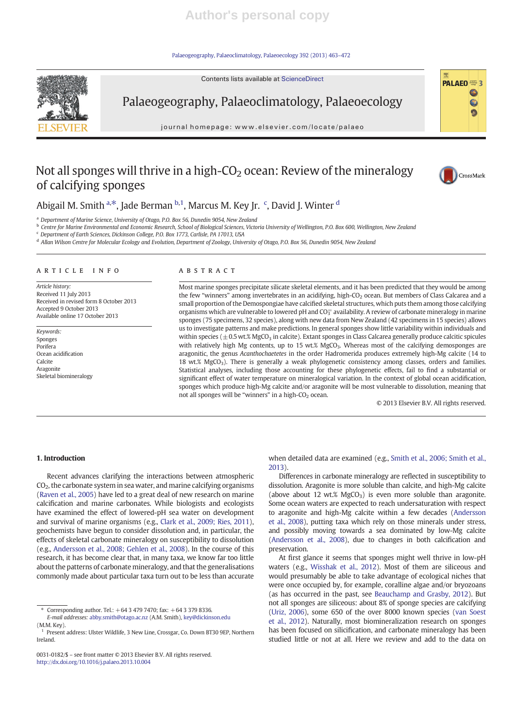# Not all sponges will thrive in a high-$CO_2$ ocean: Review of the mineralogy of calcifying sponges

Abigail M. Smith [a,*], Jade Berman [b,1], Marcus M. Key Jr. [c], David J. Winter [d]

[a] Department of Marine Science, University of Otago, P.O. Box 56, Dunedin 9054, New Zealand
[b] Centre for Marine Environmental and Economic Research, School of Biological Sciences, Victoria University of Wellington, P.O. Box 600, Wellington, New Zealand
[c] Department of Earth Sciences, Dickinson College, P.O. Box 1773, Carlisle, PA 17013, USA
[d] Allan Wilson Centre for Molecular Ecology and Evolution, Department of Zoology, University of Otago, P.O. Box 56, Dunedin 9054, New Zealand

## ARTICLE INFO

*Article history:*
Received 11 July 2013
Received in revised form 8 October 2013
Accepted 9 October 2013
Available online 17 October 2013

*Keywords:*
Sponges
Porifera
Ocean acidification
Calcite
Aragonite
Skeletal biomineralogy

## ABSTRACT

Most marine sponges precipitate silicate skeletal elements, and it has been predicted that they would be among the few "winners" among invertebrates in an acidifying, high-$CO_2$ ocean. But members of Class Calcarea and a small proportion of the Demospongiae have calcified skeletal structures, which puts them among those calcifying organisms which are vulnerable to lowered pH and $CO_3^{=}$ availability. A review of carbonate mineralogy in marine sponges (75 specimens, 32 species), along with new data from New Zealand (42 specimens in 15 species) allows us to investigate patterns and make predictions. In general sponges show little variability within individuals and within species ($\pm$0.5 wt.% $MgCO_3$ in calcite). Extant sponges in Class Calcarea generally produce calcitic spicules with relatively high Mg contents, up to 15 wt.% $MgCO_3$. Whereas most of the calcifying demosponges are aragonitic, the genus *Acanthochaetetes* in the order Hadromerida produces extremely high-Mg calcite (14 to 18 wt.% $MgCO_3$). There is generally a weak phylogenetic consistency among classes, orders and families. Statistical analyses, including those accounting for these phylogenetic effects, fail to find a substantial or significant effect of water temperature on mineralogical variation. In the context of global ocean acidification, sponges which produce high-Mg calcite and/or aragonite will be most vulnerable to dissolution, meaning that not all sponges will be "winners" in a high-$CO_2$ ocean.

© 2013 Elsevier B.V. All rights reserved.

## 1. Introduction

Recent advances clarifying the interactions between atmospheric $CO_2$, the carbonate system in sea water, and marine calcifying organisms (Raven et al., 2005) have led to a great deal of new research on marine calcification and marine carbonates. While biologists and ecologists have examined the effect of lowered-pH sea water on development and survival of marine organisms (e.g., Clark et al., 2009; Ries, 2011), geochemists have begun to consider dissolution and, in particular, the effects of skeletal carbonate mineralogy on susceptibility to dissolution (e.g., Andersson et al., 2008; Gehlen et al., 2008). In the course of this research, it has become clear that, in many taxa, we know far too little about the patterns of carbonate mineralogy, and that the generalisations commonly made about particular taxa turn out to be less than accurate when detailed data are examined (e.g., Smith et al., 2006; Smith et al., 2013).

Differences in carbonate mineralogy are reflected in susceptibility to dissolution. Aragonite is more soluble than calcite, and high-Mg calcite (above about 12 wt.% $MgCO_3$) is even more soluble than aragonite. Some ocean waters are expected to reach undersaturation with respect to aragonite and high-Mg calcite within a few decades (Andersson et al., 2008), putting taxa which rely on those minerals under stress, and possibly moving towards a sea dominated by low-Mg calcite (Andersson et al., 2008), due to changes in both calcification and preservation.

At first glance it seems that sponges might well thrive in low-pH waters (e.g., Wisshak et al., 2012). Most of them are siliceous and would presumably be able to take advantage of ecological niches that were once occupied by, for example, coralline algae and/or bryozoans (as has occurred in the past, see Beauchamp and Grasby, 2012). But not all sponges are siliceous: about 8% of sponge species are calcifying (Uriz, 2006), some 650 of the over 8000 known species (van Soest et al., 2012). Naturally, most biomineralization research on sponges has been focused on silicification, and carbonate mineralogy has been studied little or not at all. Here we review and add to the data on

---

* Corresponding author. Tel.: +64 3 479 7470; fax: +64 3 379 8336.
*E-mail addresses:* abby.smith@otago.ac.nz (A.M. Smith), key@dickinson.edu (M.M. Key).
[1] Present address: Ulster Wildlife, 3 New Line, Crossgar, Co. Down BT30 9EP, Northern Ireland.

0031-0182/$ – see front matter © 2013 Elsevier B.V. All rights reserved.
http://dx.doi.org/10.1016/j.palaeo.2013.10.004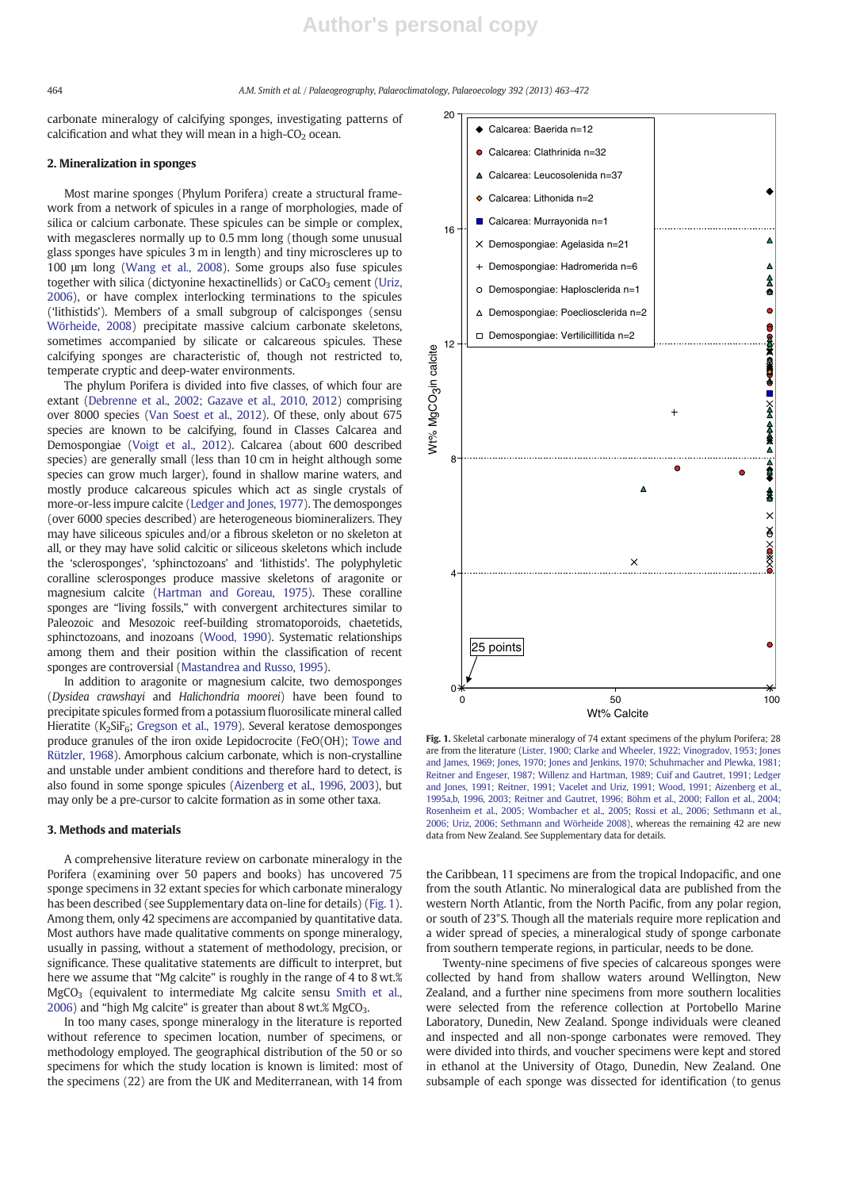carbonate mineralogy of calcifying sponges, investigating patterns of calcification and what they will mean in a high-$CO_2$ ocean.

## 2. Mineralization in sponges

Most marine sponges (Phylum Porifera) create a structural framework from a network of spicules in a range of morphologies, made of silica or calcium carbonate. These spicules can be simple or complex, with megascleres normally up to 0.5 mm long (though some unusual glass sponges have spicules 3 m in length) and tiny microscleres up to 100 μm long (Wang et al., 2008). Some groups also fuse spicules together with silica (dictyonine hexactinellids) or $CaCO_3$ cement (Uriz, 2006), or have complex interlocking terminations to the spicules ('lithistids'). Members of a small subgroup of calcisponges (sensu Wörheide, 2008) precipitate massive calcium carbonate skeletons, sometimes accompanied by silicate or calcareous spicules. These calcifying sponges are characteristic of, though not restricted to, temperate cryptic and deep-water environments.

The phylum Porifera is divided into five classes, of which four are extant (Debrenne et al., 2002; Gazave et al., 2010, 2012) comprising over 8000 species (Van Soest et al., 2012). Of these, only about 675 species are known to be calcifying, found in Classes Calcarea and Demospongiae (Voigt et al., 2012). Calcarea (about 600 described species) are generally small (less than 10 cm in height although some species can grow much larger), found in shallow marine waters, and mostly produce calcareous spicules which act as single crystals of more-or-less impure calcite (Ledger and Jones, 1977). The demosponges (over 6000 species described) are heterogeneous biomineralizers. They may have siliceous spicules and/or a fibrous skeleton or no skeleton at all, or they may have solid calcitic or siliceous skeletons which include the 'sclerosponges', 'sphinctozoans' and 'lithistids'. The polyphyletic coralline sclerosponges produce massive skeletons of aragonite or magnesium calcite (Hartman and Goreau, 1975). These coralline sponges are "living fossils," with convergent architectures similar to Paleozoic and Mesozoic reef-building stromatoporoids, chaetetids, sphinctozoans, and inozoans (Wood, 1990). Systematic relationships among them and their position within the classification of recent sponges are controversial (Mastandrea and Russo, 1995).

In addition to aragonite or magnesium calcite, two demosponges (*Dysidea crawshayi* and *Halichondria moorei*) have been found to precipitate spicules formed from a potassium fluorosilicate mineral called Hieratite ($K_2SiF_6$; Gregson et al., 1979). Several keratose demosponges produce granules of the iron oxide Lepidocrocite (FeO(OH); Towe and Rützler, 1968). Amorphous calcium carbonate, which is non-crystalline and unstable under ambient conditions and therefore hard to detect, is also found in some sponge spicules (Aizenberg et al., 1996, 2003), but may only be a pre-cursor to calcite formation as in some other taxa.

## 3. Methods and materials

A comprehensive literature review on carbonate mineralogy in the Porifera (examining over 50 papers and books) has uncovered 75 sponge specimens in 32 extant species for which carbonate mineralogy has been described (see Supplementary data on-line for details) (Fig. 1). Among them, only 42 specimens are accompanied by quantitative data. Most authors have made qualitative comments on sponge mineralogy, usually in passing, without a statement of methodology, precision, or significance. These qualitative statements are difficult to interpret, but here we assume that "Mg calcite" is roughly in the range of 4 to 8 wt.% $MgCO_3$ (equivalent to intermediate Mg calcite sensu Smith et al., 2006) and "high Mg calcite" is greater than about 8 wt.% $MgCO_3$.

In too many cases, sponge mineralogy in the literature is reported without reference to specimen location, number of specimens, or methodology employed. The geographical distribution of the 50 or so specimens for which the study location is known is limited: most of the specimens (22) are from the UK and Mediterranean, with 14 from the Caribbean, 11 specimens are from the tropical Indopacific, and one from the south Atlantic. No mineralogical data are published from the western North Atlantic, from the North Pacific, from any polar region, or south of 23°S. Though all the materials require more replication and a wider spread of species, a mineralogical study of sponge carbonate from southern temperate regions, in particular, needs to be done.

**Fig. 1.** Skeletal carbonate mineralogy of 74 extant specimens of the phylum Porifera; 28 are from the literature (Lister, 1900; Clarke and Wheeler, 1922; Vinogradov, 1953; Jones and James, 1969; Jones, 1970; Jones and Jenkins, 1970; Schuhmacher and Plewka, 1981; Reitner and Engeser, 1987; Willenz and Hartman, 1989; Cuif and Gautret, 1991; Ledger and Jones, 1991; Reitner, 1991; Vacelet and Uriz, 1991; Wood, 1991; Aizenberg et al., 1995a,b, 1996, 2003; Reitner and Gautret, 1996; Böhm et al., 2000; Fallon et al., 2004; Rosenheim et al., 2005; Wombacher et al., 2005; Rossi et al., 2006; Sethmann et al., 2006; Uriz, 2006; Sethmann and Wörheide 2008), whereas the remaining 42 are new data from New Zealand. See Supplementary data for details.

Twenty-nine specimens of five species of calcareous sponges were collected by hand from shallow waters around Wellington, New Zealand, and a further nine specimens from more southern localities were selected from the reference collection at Portobello Marine Laboratory, Dunedin, New Zealand. Sponge individuals were cleaned and inspected and all non-sponge carbonates were removed. They were divided into thirds, and voucher specimens were kept and stored in ethanol at the University of Otago, Dunedin, New Zealand. One subsample of each sponge was dissected for identification (to genus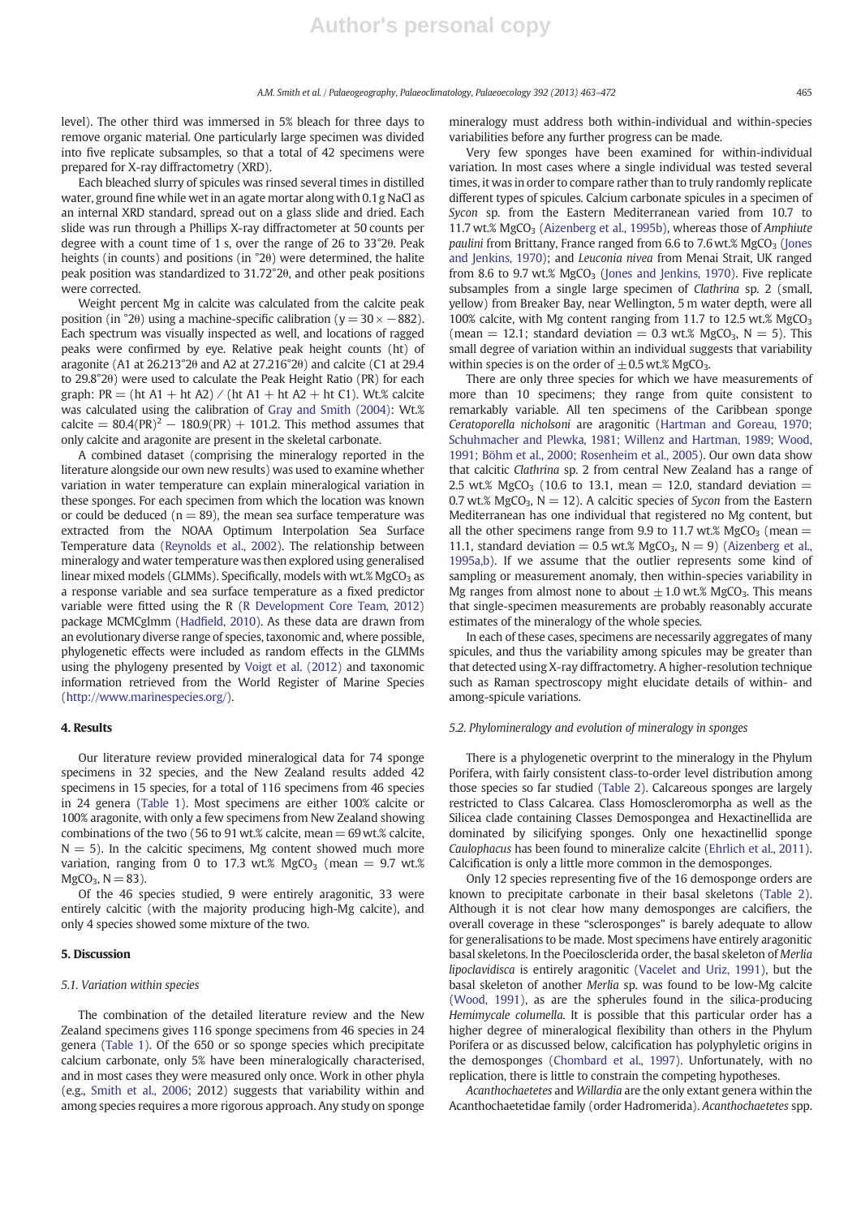level). The other third was immersed in 5% bleach for three days to remove organic material. One particularly large specimen was divided into five replicate subsamples, so that a total of 42 specimens were prepared for X-ray diffractometry (XRD).

Each bleached slurry of spicules was rinsed several times in distilled water, ground fine while wet in an agate mortar along with 0.1 g NaCl as an internal XRD standard, spread out on a glass slide and dried. Each slide was run through a Phillips X-ray diffractometer at 50 counts per degree with a count time of 1 s, over the range of 26 to 33°2θ. Peak heights (in counts) and positions (in °2θ) were determined, the halite peak position was standardized to 31.72°2θ, and other peak positions were corrected.

Weight percent Mg in calcite was calculated from the calcite peak position (in °2θ) using a machine-specific calibration ($y = 30x - 882$). Each spectrum was visually inspected as well, and locations of ragged peaks were confirmed by eye. Relative peak height counts (ht) of aragonite (A1 at 26.213°2θ and A2 at 27.216°2θ) and calcite (C1 at 29.4 to 29.8°2θ) were used to calculate the Peak Height Ratio (PR) for each graph: $PR = (ht\ A1 + ht\ A2) / (ht\ A1 + ht\ A2 + ht\ C1)$. Wt.% calcite was calculated using the calibration of Gray and Smith (2004): Wt.% calcite $= 80.4(PR)^2 - 180.9(PR) + 101.2$. This method assumes that only calcite and aragonite are present in the skeletal carbonate.

A combined dataset (comprising the mineralogy reported in the literature alongside our own new results) was used to examine whether variation in water temperature can explain mineralogical variation in these sponges. For each specimen from which the location was known or could be deduced ($n = 89$), the mean sea surface temperature was extracted from the NOAA Optimum Interpolation Sea Surface Temperature data (Reynolds et al., 2002). The relationship between mineralogy and water temperature was then explored using generalised linear mixed models (GLMMs). Specifically, models with wt.% $MgCO_3$ as a response variable and sea surface temperature as a fixed predictor variable were fitted using the R (R Development Core Team, 2012) package MCMCglmm (Hadfield, 2010). As these data are drawn from an evolutionary diverse range of species, taxonomic and, where possible, phylogenetic effects were included as random effects in the GLMMs using the phylogeny presented by Voigt et al. (2012) and taxonomic information retrieved from the World Register of Marine Species (http://www.marinespecies.org/).

## 4. Results

Our literature review provided mineralogical data for 74 sponge specimens in 32 species, and the New Zealand results added 42 specimens in 15 species, for a total of 116 specimens from 46 species in 24 genera (Table 1). Most specimens are either 100% calcite or 100% aragonite, with only a few specimens from New Zealand showing combinations of the two (56 to 91 wt.% calcite, mean = 69 wt.% calcite, $N = 5$). In the calcitic specimens, Mg content showed much more variation, ranging from 0 to 17.3 wt.% $MgCO_3$ (mean = 9.7 wt.% $MgCO_3$, $N = 83$).

Of the 46 species studied, 9 were entirely aragonitic, 33 were entirely calcitic (with the majority producing high-Mg calcite), and only 4 species showed some mixture of the two.

## 5. Discussion

### 5.1. Variation within species

The combination of the detailed literature review and the New Zealand specimens gives 116 sponge specimens from 46 species in 24 genera (Table 1). Of the 650 or so sponge species which precipitate calcium carbonate, only 5% have been mineralogically characterised, and in most cases they were measured only once. Work in other phyla (e.g., Smith et al., 2006; 2012) suggests that variability within and among species requires a more rigorous approach. Any study on sponge mineralogy must address both within-individual and within-species variabilities before any further progress can be made.

Very few sponges have been examined for within-individual variation. In most cases where a single individual was tested several times, it was in order to compare rather than to truly randomly replicate different types of spicules. Calcium carbonate spicules in a specimen of *Sycon* sp. from the Eastern Mediterranean varied from 10.7 to 11.7 wt.% $MgCO_3$ (Aizenberg et al., 1995b), whereas those of *Amphiute paulini* from Brittany, France ranged from 6.6 to 7.6 wt.% $MgCO_3$ (Jones and Jenkins, 1970); and *Leuconia nivea* from Menai Strait, UK ranged from 8.6 to 9.7 wt.% $MgCO_3$ (Jones and Jenkins, 1970). Five replicate subsamples from a single large specimen of *Clathrina* sp. 2 (small, yellow) from Breaker Bay, near Wellington, 5 m water depth, were all 100% calcite, with Mg content ranging from 11.7 to 12.5 wt.% $MgCO_3$ (mean = 12.1; standard deviation = 0.3 wt.% $MgCO_3$, $N = 5$). This small degree of variation within an individual suggests that variability within species is on the order of ±0.5 wt.% $MgCO_3$.

There are only three species for which we have measurements of more than 10 specimens; they range from quite consistent to remarkably variable. All ten specimens of the Caribbean sponge *Ceratoporella nicholsoni* are aragonitic (Hartman and Goreau, 1970; Schuhmacher and Plewka, 1981; Willenz and Hartman, 1989; Wood, 1991; Böhm et al., 2000; Rosenheim et al., 2005). Our own data show that calcitic *Clathrina* sp. 2 from central New Zealand has a range of 2.5 wt.% $MgCO_3$ (10.6 to 13.1, mean = 12.0, standard deviation = 0.7 wt.% $MgCO_3$, $N = 12$). A calcitic species of *Sycon* from the Eastern Mediterranean has one individual that registered no Mg content, but all the other specimens range from 9.9 to 11.7 wt.% $MgCO_3$ (mean = 11.1, standard deviation = 0.5 wt.% $MgCO_3$, $N = 9$) (Aizenberg et al., 1995a,b). If we assume that the outlier represents some kind of sampling or measurement anomaly, then within-species variability in Mg ranges from almost none to about ±1.0 wt.% $MgCO_3$. This means that single-specimen measurements are probably reasonably accurate estimates of the mineralogy of the whole species.

In each of these cases, specimens are necessarily aggregates of many spicules, and thus the variability among spicules may be greater than that detected using X-ray diffractometry. A higher-resolution technique such as Raman spectroscopy might elucidate details of within- and among-spicule variations.

### 5.2. Phylomineralogy and evolution of mineralogy in sponges

There is a phylogenetic overprint to the mineralogy in the Phylum Porifera, with fairly consistent class-to-order level distribution among those species so far studied (Table 2). Calcareous sponges are largely restricted to Class Calcarea. Class Homoscleromorpha as well as the Silicea clade containing Classes Demospongea and Hexactinellida are dominated by silicifying sponges. Only one hexactinellid sponge *Caulophacus* has been found to mineralize calcite (Ehrlich et al., 2011). Calcification is only a little more common in the demosponges.

Only 12 species representing five of the 16 demosponge orders are known to precipitate carbonate in their basal skeletons (Table 2). Although it is not clear how many demosponges are calcifiers, the overall coverage in these "sclerosponges" is barely adequate to allow for generalisations to be made. Most specimens have entirely aragonitic basal skeletons. In the Poecilosclerida order, the basal skeleton of *Merlia lipoclavidisca* is entirely aragonitic (Vacelet and Uriz, 1991), but the basal skeleton of another *Merlia* sp. was found to be low-Mg calcite (Wood, 1991), as are the spherules found in the silica-producing *Hemimycale columella*. It is possible that this particular order has a higher degree of mineralogical flexibility than others in the Phylum Porifera or as discussed below, calcification has polyphyletic origins in the demosponges (Chombard et al., 1997). Unfortunately, with no replication, there is little to constrain the competing hypotheses.

*Acanthochaetetes* and *Willardia* are the only extant genera within the Acanthochaetetidae family (order Hadromerida). *Acanthochaetetes* spp.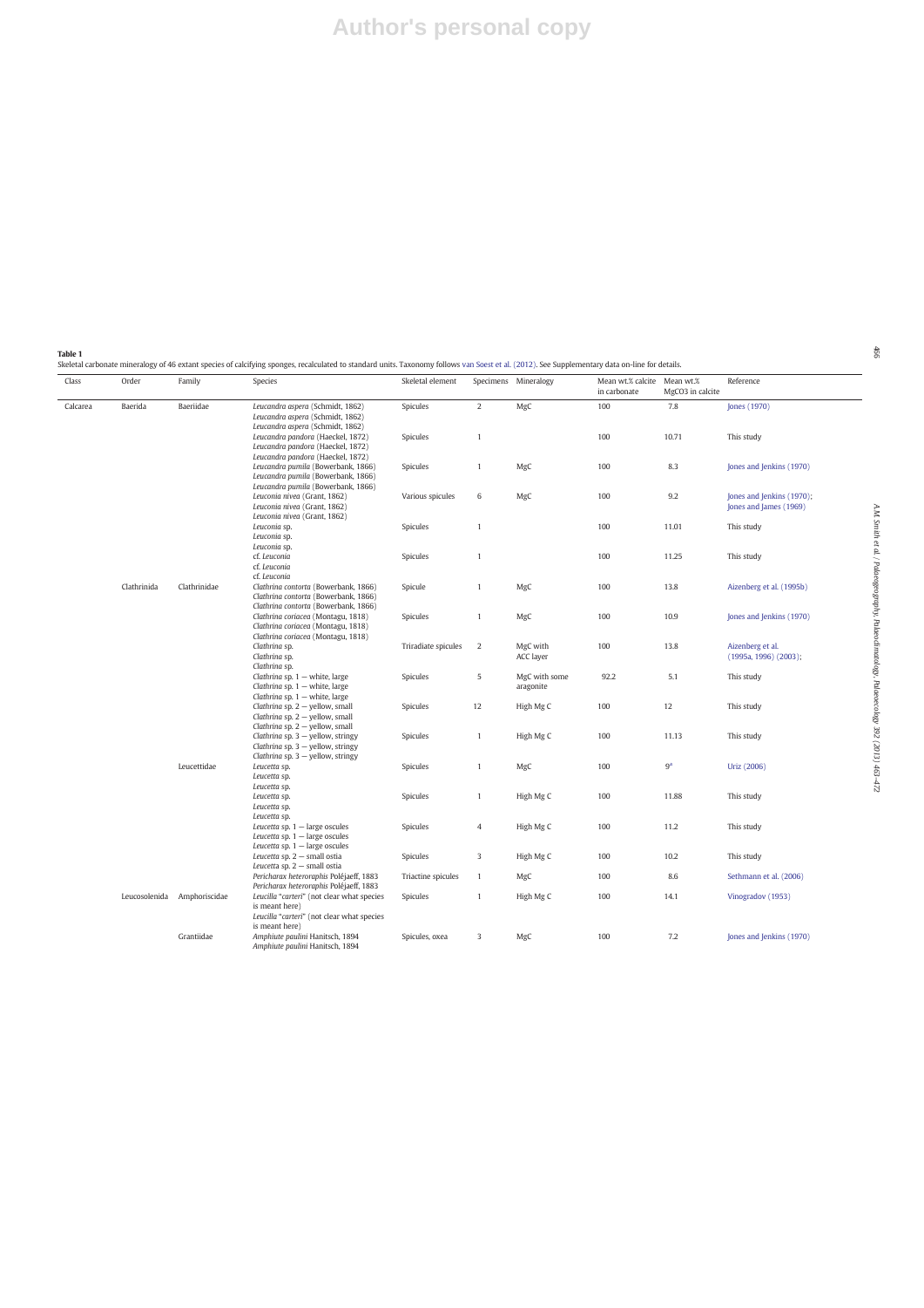**Table 1**
Skeletal carbonate mineralogy of 46 extant species of calcifying sponges, recalculated to standard units. Taxonomy follows van Soest et al. (2012). See Supplementary data on-line for details.

| Class | Order | Family | Species | Skeletal element | Specimens | Mineralogy | Mean wt.% calcite in carbonate | Mean wt.% MgCO3 in calcite | Reference |
|---|---|---|---|---|---|---|---|---|---|
| Calcarea | Baerida | Baeriidae | *Leucandra aspera* (Schmidt, 1862) | Spicules | 2 | MgC | 100 | 7.8 | Jones (1970) |
| | | | *Leucandra pandora* (Haeckel, 1872) | Spicules | 1 | | 100 | 10.71 | This study |
| | | | *Leucandra pumila* (Bowerbank, 1866) | Spicules | 1 | MgC | 100 | 8.3 | Jones and Jenkins (1970) |
| | | | *Leuconia nivea* (Grant, 1862) | Various spicules | 6 | MgC | 100 | 9.2 | Jones and Jenkins (1970); Jones and James (1969) |
| | | | *Leuconia* sp. | Spicules | 1 | | 100 | 11.01 | This study |
| | | | cf. *Leuconia* | Spicules | 1 | | 100 | 11.25 | This study |
| | Clathrinida | Clathrinidae | *Clathrina contorta* (Bowerbank, 1866) | Spicule | 1 | MgC | 100 | 13.8 | Aizenberg et al. (1995b) |
| | | | *Clathrina coriacea* (Montagu, 1818) | Spicules | 1 | MgC | 100 | 10.9 | Jones and Jenkins (1970) |
| | | | *Clathrina* sp. | Triradiate spicules | 2 | MgC with ACC layer | 100 | 13.8 | Aizenberg et al. (1995a, 1996) (2003); |
| | | | *Clathrina* sp. 1 — white, large | Spicules | 5 | MgC with some aragonite | 92.2 | 5.1 | This study |
| | | | *Clathrina* sp. 2 — yellow, small | Spicules | 12 | High Mg C | 100 | 12 | This study |
| | | | *Clathrina* sp. 3 — yellow, stringy | Spicules | 1 | High Mg C | 100 | 11.13 | This study |
| | | Leucettidae | *Leucetta* sp. | Spicules | 1 | MgC | 100 | 9[a] | Uriz (2006) |
| | | | *Leucetta* sp. | Spicules | 1 | High Mg C | 100 | 11.88 | This study |
| | | | *Leucetta* sp. 1 — large oscules | Spicules | 4 | High Mg C | 100 | 11.2 | This study |
| | | | *Leucetta* sp. 2 — small ostia | Spicules | 3 | High Mg C | 100 | 10.2 | This study |
| | | | *Pericharax heteroraphis* Poléjaeff, 1883 | Triactine spicules | 1 | MgC | 100 | 8.6 | Sethmann et al. (2006) |
| | Leucosolenida | Amphoriscidae | *Leucilla* "*carteri*" (not clear what species is meant here) | Spicules | 1 | High Mg C | 100 | 14.1 | Vinogradov (1953) |
| | | Grantiidae | *Amphiute paulini* Hanitsch, 1894 | Spicules, oxea | 3 | MgC | 100 | 7.2 | Jones and Jenkins (1970) |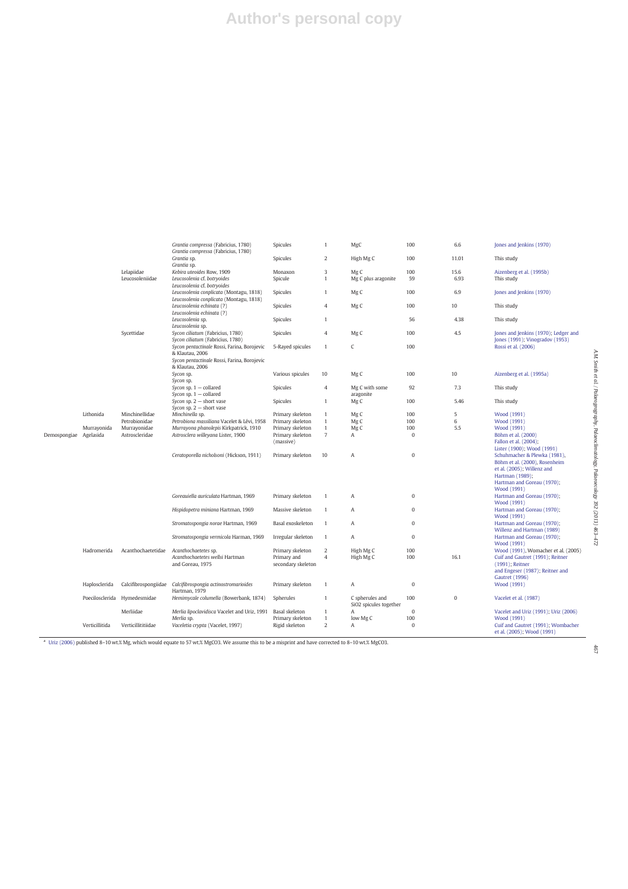| | | | | | | | | |
|---|---|---|---|---|---|---|---|---|
| | | *Grantia compressa* (Fabricius, 1780) *Grantia compressa* (Fabricius, 1780) | Spicules | 1 | MgC | 100 | 6.6 | Jones and Jenkins (1970) |
| | | *Grantia* sp. *Grantia* sp. | Spicules | 2 | High Mg C | 100 | 11.01 | This study |
| | Lelapiidae | *Kebira uteoides* Row, 1909 | Monaxon | 3 | Mg C | 100 | 15.6 | Aizenberg et al. (1995b) |
| | Leucosoleniidae | *Leucosolenia* cf. *botryoides* *Leucosolenia* cf. *botryoides* | Spicule | 1 | Mg C plus aragonite | 59 | 6.93 | This study |
| | | *Leucosolenia conplicata* (Montagu, 1818) *Leucosolenia conplicata* (Montagu, 1818) | Spicules | 1 | Mg C | 100 | 6.9 | Jones and Jenkins (1970) |
| | | *Leucosolenia echinata* (?) *Leucosolenia echinata* (?) | Spicules | 4 | Mg C | 100 | 10 | This study |
| | | *Leucosolenia* sp. *Leucosolenia* sp. | Spicules | 1 | | 56 | 4.38 | This study |
| | Sycettidae | *Sycon ciliatum* (Fabricius, 1780) *Sycon ciliatum* (Fabricius, 1780) | Spicules | 4 | Mg C | 100 | 4.5 | Jones and Jenkins (1970); Ledger and Jones (1991); Vinogradov (1953) |
| | | *Sycon pentactinale* Rossi, Farina, Borojevic & Klautau, 2006 *Sycon pentactinale* Rossi, Farina, Borojevic & Klautau, 2006 | 5-Rayed spicules | 1 | C | 100 | | Rossi et al. (2006) |
| | | *Sycon* sp. *Sycon* sp. | Various spicules | 10 | Mg C | 100 | 10 | Aizenberg et al. (1995a) |
| | | *Sycon* sp. 1 – collared *Sycon* sp. 1 – collared | Spicules | 4 | Mg C with some aragonite | 92 | 7.3 | This study |
| | | *Sycon* sp. 2 – short vase *Sycon* sp. 2 – short vase | Spicules | 1 | Mg C | 100 | 5.46 | This study |
| Lithonida | Minchinellidae | *Minchinella* sp. | Primary skeleton | 1 | Mg C | 100 | 5 | Wood (1991) |
| | Petrobionidae | *Petrobiona massiliana* Vacelet & Lévi, 1958 | Primary skeleton | 1 | Mg C | 100 | 6 | Wood (1991) |
| Murrayonida | Murrayonidae | *Murrayona phanolepis* Kirkpatrick, 1910 | Primary skeleton | 1 | Mg C | 100 | 5.5 | Wood (1991) |
| Demospongiae Agelasida | Astroscleridae | *Astrosclera willeyana* Lister, 1900 | Primary skeleton (massive) | 7 | A | 0 | | Böhm et al. (2000) Fallon et al. (2004); Lister (1900); Wood (1991) |
| | | *Ceratoporella nicholsoni* (Hickson, 1911) | Primary skeleton | 10 | A | 0 | | Schuhmacher & Plewka (1981), Böhm et al. (2000), Rosenheim et al. (2005); Willenz and Hartman (1989); Hartman and Goreau (1970); Wood (1991) |
| | | *Goreauiella auriculata* Hartman, 1969 | Primary skeleton | 1 | A | 0 | | Hartman and Goreau (1970); Wood (1991) |
| | | *Hispidopetra miniana* Hartman, 1969 | Massive skeleton | 1 | A | 0 | | Hartman and Goreau (1970); Wood (1991) |
| | | *Stromatospongia norae* Hartman, 1969 | Basal exoskeleton | 1 | A | 0 | | Hartman and Goreau (1970); Willenz and Hartman (1989) |
| | | *Stromatospongia vermicola* Harman, 1969 | Irregular skeleton | 1 | A | 0 | | Hartman and Goreau (1970); Wood (1991) |
| Hadromerida | Acanthochaetetidae | *Acanthochaetetes* sp. | Primary skeleton | 2 | High Mg C | 100 | | Wood (1991), Womacher et al. (2005) |
| | | *Acanthochaetetes wellsi* Hartman and Goreau, 1975 | Primary and secondary skeleton | 4 | High Mg C | 100 | 16.1 | Cuif and Gautret (1991); Reitner (1991); Reitner and Engeser (1987); Reitner and Gautret (1996) |
| Haplosclerida | Calcifibrospongiidae | *Calcifibrospongia actinostromarioides* Hartman, 1979 | Primary skeleton | 1 | A | 0 | | Wood (1991) |
| Poecilosclerida | Hymedesmidae | *Hemimycale columella* (Bowerbank, 1874) | Spherules | 1 | C spherules and SiO2 spicules together | 100 | 0 | Vacelet et al. (1987) |
| | Merliidae | *Merlia lipoclavidisca* Vacelet and Uriz, 1991 | Basal skeleton | 1 | A | 0 | | Vacelet and Uriz (1991); Uriz (2006) |
| | | *Merlia* sp. | Primary skeleton | 1 | low Mg C | 100 | | Wood (1991) |
| Verticillitida | Verticillitidae | *Vaceletia crypta* (Vacelet, 1997) | Rigid skeleton | 2 | A | 0 | | Cuif and Gautret (1991); Wombacher et al. (2005); Wood (1991) |

[a] Uriz (2006) published 8–10 wt.% Mg, which would equate to 57 wt.% $MgCO_3$. We assume this to be a misprint and have corrected to 8–10 wt.% $MgCO_3$.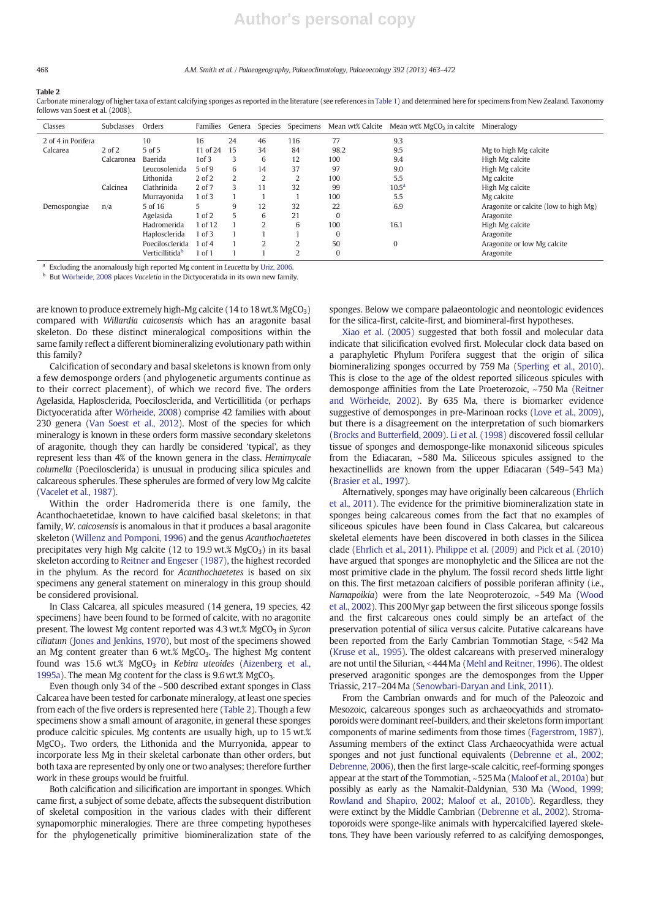**Table 2**
Carbonate mineralogy of higher taxa of extant calcifying sponges as reported in the literature (see references in Table 1) and determined here for specimens from New Zealand. Taxonomy follows van Soest et al. (2008).

| Classes | Subclasses | Orders | Families | Genera | Species | Specimens | Mean wt% Calcite | Mean wt% $MgCO_3$ in calcite | Mineralogy |
|---|---|---|---|---|---|---|---|---|---|
| 2 of 4 in Porifera | | 10 | 16 | 24 | 46 | 116 | 77 | 9.3 | |
| Calcarea | 2 of 2 | 5 of 5 | 11 of 24 | 15 | 34 | 84 | 98.2 | 9.5 | Mg to high Mg calcite |
| | Calcaronea | Baerida | 1of 3 | 3 | 6 | 12 | 100 | 9.4 | High Mg calcite |
| | | Leucosolenida | 5 of 9 | 6 | 14 | 37 | 97 | 9.0 | High Mg calcite |
| | | Lithonida | 2 of 2 | 2 | 2 | 2 | 100 | 5.5 | Mg calcite |
| | Calcinea | Clathrinida | 2 of 7 | 3 | 11 | 32 | 99 | 10.5[a] | High Mg calcite |
| | | Murrayonida | 1 of 3 | 1 | 1 | 1 | 100 | 5.5 | Mg calcite |
| Demospongiae | n/a | 5 of 16 | 5 | 9 | 12 | 32 | 22 | 6.9 | Aragonite or calcite (low to high Mg) |
| | | Agelasida | 1 of 2 | 5 | 6 | 21 | 0 | | Aragonite |
| | | Hadromerida | 1 of 12 | 1 | 2 | 6 | 100 | 16.1 | High Mg calcite |
| | | Haplosclerida | 1 of 3 | 1 | 1 | 1 | 0 | | Aragonite |
| | | Poecilosclerida | 1 of 4 | 1 | 2 | 2 | 50 | 0 | Aragonite or low Mg calcite |
| | | Verticillitida[b] | 1 of 1 | 1 | 1 | 2 | 0 | | Aragonite |

[a] Excluding the anomalously high reported Mg content in *Leucetta* by Uriz, 2006.
[b] But Wörheide, 2008 places *Vaceletia* in the Dictyoceratida in its own new family.

are known to produce extremely high-Mg calcite (14 to 18 wt.% $MgCO_3$) compared with *Willardia caicosensis* which has an aragonite basal skeleton. Do these distinct mineralogical compositions within the same family reflect a different biomineralizing evolutionary path within this family?

Calcification of secondary and basal skeletons is known from only a few demosponge orders (and phylogenetic arguments continue as to their correct placement), of which we record five. The orders Agelasida, Haplosclerida, Poecilosclerida, and Verticillitida (or perhaps Dictyoceratida after Wörheide, 2008) comprise 42 families with about 230 genera (Van Soest et al., 2012). Most of the species for which mineralogy is known in these orders form massive secondary skeletons of aragonite, though they can hardly be considered 'typical', as they represent less than 4% of the known genera in the class. *Hemimycale columella* (Poecilosclerida) is unusual in producing silica spicules and calcareous spherules. These spherules are formed of very low Mg calcite (Vacelet et al., 1987).

Within the order Hadromerida there is one family, the Acanthochaetetidae, known to have calcified basal skeletons; in that family, *W. caicosensis* is anomalous in that it produces a basal aragonite skeleton (Willenz and Pomponi, 1996) and the genus *Acanthochaetetes* precipitates very high Mg calcite (12 to 19.9 wt.% $MgCO_3$) in its basal skeleton according to Reitner and Engeser (1987), the highest recorded in the phylum. As the record for *Acanthochaetetes* is based on six specimens any general statement on mineralogy in this group should be considered provisional.

In Class Calcarea, all spicules measured (14 genera, 19 species, 42 specimens) have been found to be formed of calcite, with no aragonite present. The lowest Mg content reported was 4.3 wt.% $MgCO_3$ in *Sycon ciliatum* (Jones and Jenkins, 1970), but most of the specimens showed an Mg content greater than 6 wt.% $MgCO_3$. The highest Mg content found was 15.6 wt.% $MgCO_3$ in *Kebira uteoides* (Aizenberg et al., 1995a). The mean Mg content for the class is 9.6 wt.% $MgCO_3$.

Even though only 34 of the ~500 described extant sponges in Class Calcarea have been tested for carbonate mineralogy, at least one species from each of the five orders is represented here (Table 2). Though a few specimens show a small amount of aragonite, in general these sponges produce calcitic spicules. Mg contents are usually high, up to 15 wt.% $MgCO_3$. Two orders, the Lithonida and the Murryonida, appear to incorporate less Mg in their skeletal carbonate than other orders, but both taxa are represented by only one or two analyses; therefore further work in these groups would be fruitful.

Both calcification and silicification are important in sponges. Which came first, a subject of some debate, affects the subsequent distribution of skeletal composition in the various clades with their different synapomorphic mineralogies. There are three competing hypotheses for the phylogenetically primitive biomineralization state of the sponges. Below we compare palaeontologic and neontologic evidences for the silica-first, calcite-first, and biomineral-first hypotheses.

Xiao et al. (2005) suggested that both fossil and molecular data indicate that silicification evolved first. Molecular clock data based on a paraphyletic Phylum Porifera suggest that the origin of silica biomineralizing sponges occurred by 759 Ma (Sperling et al., 2010). This is close to the age of the oldest reported siliceous spicules with demosponge affinities from the Late Proeterozoic, ~750 Ma (Reitner and Wörheide, 2002). By 635 Ma, there is biomarker evidence suggestive of demosponges in pre-Marinoan rocks (Love et al., 2009), but there is a disagreement on the interpretation of such biomarkers (Brocks and Butterfield, 2009). Li et al. (1998) discovered fossil cellular tissue of sponges and demosponge-like monaxonid siliceous spicules from the Ediacaran, ~580 Ma. Siliceous spicules assigned to the hexactinellids are known from the upper Ediacaran (549–543 Ma) (Brasier et al., 1997).

Alternatively, sponges may have originally been calcareous (Ehrlich et al., 2011). The evidence for the primitive biomineralization state in sponges being calcareous comes from the fact that no examples of siliceous spicules have been found in Class Calcarea, but calcareous skeletal elements have been discovered in both classes in the Silicea clade (Ehrlich et al., 2011). Philippe et al. (2009) and Pick et al. (2010) have argued that sponges are monophyletic and the Silicea are not the most primitive clade in the phylum. The fossil record sheds little light on this. The first metazoan calcifiers of possible poriferan affinity (i.e., *Namapoikia*) were from the late Neoproterozoic, ~549 Ma (Wood et al., 2002). This 200 Myr gap between the first siliceous sponge fossils and the first calcareous ones could simply be an artefact of the preservation potential of silica versus calcite. Putative calcareans have been reported from the Early Cambrian Tommotian Stage, <542 Ma (Kruse et al., 1995). The oldest calcareans with preserved mineralogy are not until the Silurian, <444 Ma (Mehl and Reitner, 1996). The oldest preserved aragonitic sponges are the demosponges from the Upper Triassic, 217–204 Ma (Senowbari-Daryan and Link, 2011).

From the Cambrian onwards and for much of the Paleozoic and Mesozoic, calcareous sponges such as archaeocyathids and stromatoporoids were dominant reef-builders, and their skeletons form important components of marine sediments from those times (Fagerstrom, 1987). Assuming members of the extinct Class Archaeocyathida were actual sponges and not just functional equivalents (Debrenne et al., 2002; Debrenne, 2006), then the first large-scale calcitic, reef-forming sponges appear at the start of the Tommotian, ~525 Ma (Maloof et al., 2010a) but possibly as early as the Namakit-Daldynian, 530 Ma (Wood, 1999; Rowland and Shapiro, 2002; Maloof et al., 2010b). Regardless, they were extinct by the Middle Cambrian (Debrenne et al., 2002). Stromatoporoids were sponge-like animals with hypercalcified layered skeletons. They have been variously referred to as calcifying demosponges,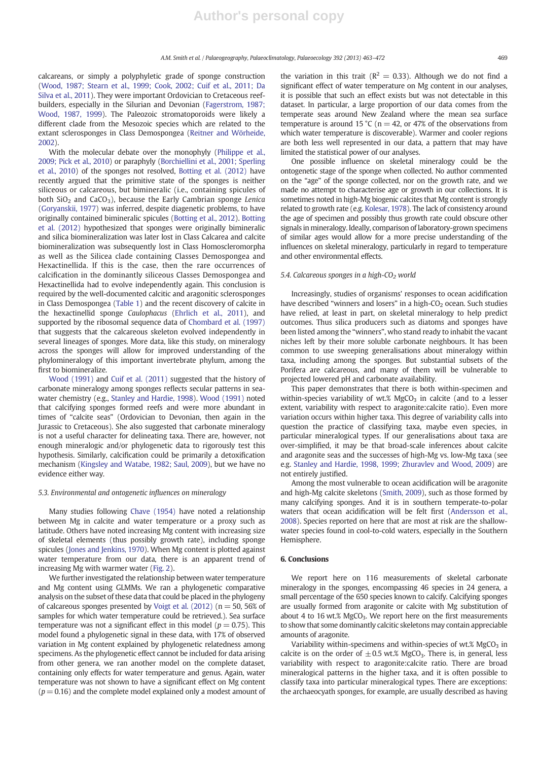calcareans, or simply a polyphyletic grade of sponge construction (Wood, 1987; Stearn et al., 1999; Cook, 2002; Cuif et al., 2011; Da Silva et al., 2011). They were important Ordovician to Cretaceous reef-builders, especially in the Silurian and Devonian (Fagerstrom, 1987; Wood, 1987, 1999). The Paleozoic stromatoporoids were likely a different clade from the Mesozoic species which are related to the extant sclerosponges in Class Demospongea (Reitner and Wörheide, 2002).

With the molecular debate over the monophyly (Philippe et al., 2009; Pick et al., 2010) or paraphyly (Borchiellini et al., 2001; Sperling et al., 2010) of the sponges not resolved, Botting et al. (2012) have recently argued that the primitive state of the sponges is neither siliceous or calcareous, but bimineralic (i.e., containing spicules of both $SiO_2$ and $CaCO_3$), because the Early Cambrian sponge *Lenica* (Goryanskii, 1977) was inferred, despite diagenetic problems, to have originally contained bimineralic spicules (Botting et al., 2012). Botting et al. (2012) hypothesized that sponges were originally bimineralic and silica biomineralization was later lost in Class Calcarea and calcite biomineralization was subsequently lost in Class Homoscleromorpha as well as the Silicea clade containing Classes Demospongea and Hexactinellida. If this is the case, then the rare occurrences of calcification in the dominantly siliceous Classes Demospongea and Hexactinellida had to evolve independently again. This conclusion is required by the well-documented calcitic and aragonitic sclerosponges in Class Demospongea (Table 1) and the recent discovery of calcite in the hexactinellid sponge *Caulophacus* (Ehrlich et al., 2011), and supported by the ribosomal sequence data of Chombard et al. (1997) that suggests that the calcareous skeleton evolved independently in several lineages of sponges. More data, like this study, on mineralogy across the sponges will allow for improved understanding of the phylomineralogy of this important invertebrate phylum, among the first to biomineralize.

Wood (1991) and Cuif et al. (2011) suggested that the history of carbonate mineralogy among sponges reflects secular patterns in seawater chemistry (e.g., Stanley and Hardie, 1998). Wood (1991) noted that calcifying sponges formed reefs and were more abundant in times of "calcite seas" (Ordovician to Devonian, then again in the Jurassic to Cretaceous). She also suggested that carbonate mineralogy is not a useful character for delineating taxa. There are, however, not enough mineralogic and/or phylogenetic data to rigorously test this hypothesis. Similarly, calcification could be primarily a detoxification mechanism (Kingsley and Watabe, 1982; Saul, 2009), but we have no evidence either way.

### 5.3. Environmental and ontogenetic influences on mineralogy

Many studies following Chave (1954) have noted a relationship between Mg in calcite and water temperature or a proxy such as latitude. Others have noted increasing Mg content with increasing size of skeletal elements (thus possibly growth rate), including sponge spicules (Jones and Jenkins, 1970). When Mg content is plotted against water temperature from our data, there is an apparent trend of increasing Mg with warmer water (Fig. 2).

We further investigated the relationship between water temperature and Mg content using GLMMs. We ran a phylogenetic comparative analysis on the subset of these data that could be placed in the phylogeny of calcareous sponges presented by Voigt et al. (2012) ($n = 50$, 56% of samples for which water temperature could be retrieved.). Sea surface temperature was not a significant effect in this model ($p = 0.75$). This model found a phylogenetic signal in these data, with 17% of observed variation in Mg content explained by phylogenetic relatedness among specimens. As the phylogenetic effect cannot be included for data arising from other genera, we ran another model on the complete dataset, containing only effects for water temperature and genus. Again, water temperature was not shown to have a significant effect on Mg content ($p = 0.16$) and the complete model explained only a modest amount of the variation in this trait ($R^2 = 0.33$). Although we do not find a significant effect of water temperature on Mg content in our analyses, it is possible that such an effect exists but was not detectable in this dataset. In particular, a large proportion of our data comes from the temperate seas around New Zealand where the mean sea surface temperature is around 15 °C ($n = 42$, or 47% of the observations from which water temperature is discoverable). Warmer and cooler regions are both less well represented in our data, a pattern that may have limited the statistical power of our analyses.

One possible influence on skeletal mineralogy could be the ontogenetic stage of the sponge when collected. No author commented on the "age" of the sponge collected, nor on the growth rate, and we made no attempt to characterise age or growth in our collections. It is sometimes noted in high-Mg biogenic calcites that Mg content is strongly related to growth rate (e.g. Kolesar, 1978). The lack of consistency around the age of specimen and possibly thus growth rate could obscure other signals in mineralogy. Ideally, comparison of laboratory-grown specimens of similar ages would allow for a more precise understanding of the influences on skeletal mineralogy, particularly in regard to temperature and other environmental effects.

### 5.4. Calcareous sponges in a high-$CO_2$ world

Increasingly, studies of organisms' responses to ocean acidification have described "winners and losers" in a high-$CO_2$ ocean. Such studies have relied, at least in part, on skeletal mineralogy to help predict outcomes. Thus silica producers such as diatoms and sponges have been listed among the "winners", who stand ready to inhabit the vacant niches left by their more soluble carbonate neighbours. It has been common to use sweeping generalisations about mineralogy within taxa, including among the sponges. But substantial subsets of the Porifera are calcareous, and many of them will be vulnerable to projected lowered pH and carbonate availability.

This paper demonstrates that there is both within-specimen and within-species variability of wt.% $MgCO_3$ in calcite (and to a lesser extent, variability with respect to aragonite:calcite ratio). Even more variation occurs within higher taxa. This degree of variability calls into question the practice of classifying taxa, maybe even species, in particular mineralogical types. If our generalisations about taxa are over-simplified, it may be that broad-scale inferences about calcite and aragonite seas and the successes of high-Mg vs. low-Mg taxa (see e.g. Stanley and Hardie, 1998, 1999; Zhuravlev and Wood, 2009) are not entirely justified.

Among the most vulnerable to ocean acidification will be aragonite and high-Mg calcite skeletons (Smith, 2009), such as those formed by many calcifying sponges. And it is in southern temperate-to-polar waters that ocean acidification will be felt first (Andersson et al., 2008). Species reported on here that are most at risk are the shallow-water species found in cool-to-cold waters, especially in the Southern Hemisphere.

## 6. Conclusions

We report here on 116 measurements of skeletal carbonate mineralogy in the sponges, encompassing 46 species in 24 genera, a small percentage of the 650 species known to calcify. Calcifying sponges are usually formed from aragonite or calcite with Mg substitution of about 4 to 16 wt.% $MgCO_3$. We report here on the first measurements to show that some dominantly calcitic skeletons may contain appreciable amounts of aragonite.

Variability within-specimens and within-species of wt.% $MgCO_3$ in calcite is on the order of $\pm 0.5$ wt.% $MgCO_3$. There is, in general, less variability with respect to aragonite:calcite ratio. There are broad mineralogical patterns in the higher taxa, and it is often possible to classify taxa into particular mineralogical types. There are exceptions: the archaeocyath sponges, for example, are usually described as having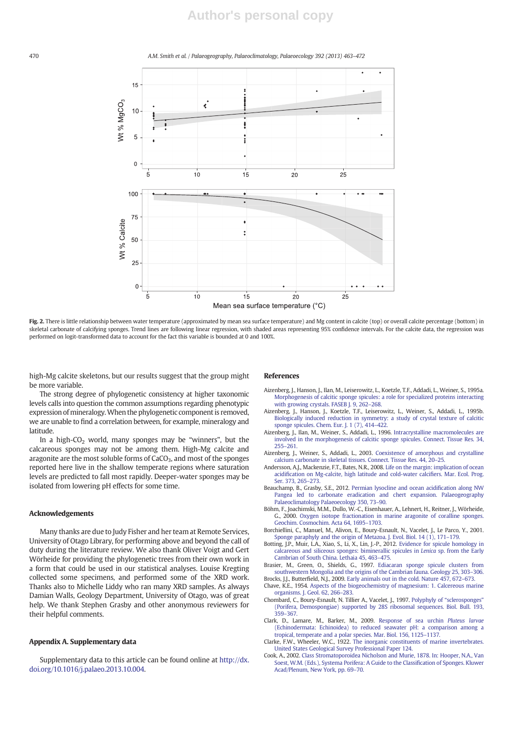Fig. 2. There is little relationship between water temperature (approximated by mean sea surface temperature) and Mg content in calcite (top) or overall calcite percentage (bottom) in skeletal carbonate of calcifying sponges. Trend lines are following linear regression, with shaded areas representing 95% confidence intervals. For the calcite data, the regression was performed on logit-transformed data to account for the fact this variable is bounded at 0 and 100%.

high-Mg calcite skeletons, but our results suggest that the group might be more variable.

The strong degree of phylogenetic consistency at higher taxonomic levels calls into question the common assumptions regarding phenotypic expression of mineralogy. When the phylogenetic component is removed, we are unable to find a correlation between, for example, mineralogy and latitude.

In a high-$CO_2$ world, many sponges may be "winners", but the calcareous sponges may not be among them. High-Mg calcite and aragonite are the most soluble forms of $CaCO_3$, and most of the sponges reported here live in the shallow temperate regions where saturation levels are predicted to fall most rapidly. Deeper-water sponges may be isolated from lowering pH effects for some time.

## Acknowledgements

Many thanks are due to Judy Fisher and her team at Remote Services, University of Otago Library, for performing above and beyond the call of duty during the literature review. We also thank Oliver Voigt and Gert Wörheide for providing the phylogenetic trees from their own work in a form that could be used in our statistical analyses. Louise Kregting collected some specimens, and performed some of the XRD work. Thanks also to Michelle Liddy who ran many XRD samples. As always Damian Walls, Geology Department, University of Otago, was of great help. We thank Stephen Grasby and other anonymous reviewers for their helpful comments.

## Appendix A. Supplementary data

Supplementary data to this article can be found online at http://dx.doi.org/10.1016/j.palaeo.2013.10.004.

## References

Aizenberg, J., Hanson, J., Ilan, M., Leiserowitz, L., Koetzle, T.F., Addadi, L., Weiner, S., 1995a. Morphogenesis of calcitic sponge spicules: a role for specialized proteins interacting with growing crystals. FASEB J. 9, 262–268.

Aizenberg, J., Hanson, J., Koetzle, T.F., Leiserowitz, L., Weiner, S., Addadi, L., 1995b. Biologically induced reduction in symmetry: a study of crystal texture of calcitic sponge spicules. Chem. Eur. J. 1 (7), 414–422.

Aizenberg, J., Ilan, M., Weiner, S., Addadi, L., 1996. Intracrystalline macromolecules are involved in the morphogenesis of calcitic sponge spicules. Connect. Tissue Res. 34, 255–261.

Aizenberg, J., Weiner, S., Addadi, L., 2003. Coexistence of amorphous and crystalline calcium carbonate in skeletal tissues. Connect. Tissue Res. 44, 20–25.

Andersson, A.J., Mackenzie, F.T., Bates, N.R., 2008. Life on the margin: implication of ocean acidification on Mg-calcite, high latitude and cold-water calcifiers. Mar. Ecol. Prog. Ser. 373, 265–273.

Beauchamp, B., Grasby, S.E., 2012. Permian lysocline and ocean acidification along NW Pangea led to carbonate eradication and chert expansion. Palaeogeography Palaeoclimatology Palaeoecology 350, 73–90.

Böhm, F., Joachimski, M.M., Dullo, W.-C., Eisenhauer, A., Lehnert, H., Reitner, J., Wörheide, G., 2000. Oxygen isotope fractionation in marine aragonite of coralline sponges. Geochim. Cosmochim. Acta 64, 1695–1703.

Borchiellini, C., Manuel, M., Alivon, E., Boury-Esnault, N., Vacelet, J., Le Parco, Y., 2001. Sponge paraphyly and the origin of Metazoa. J. Evol. Biol. 14 (1), 171–179.

Botting, J.P., Muir, L.A., Xiao, S., Li, X., Lin, J.-P., 2012. Evidence for spicule homology in calcareous and siliceous sponges: bimineralic spicules in *Lenica* sp. from the Early Cambrian of South China. Lethaia 45, 463–475.

Brasier, M., Green, O., Shields, G., 1997. Ediacaran sponge spicule clusters from southwestern Mongolia and the origins of the Cambrian fauna. Geology 25, 303–306.

Brocks, J.J., Butterfield, N.J., 2009. Early animals out in the cold. Nature 457, 672–673.

Chave, K.E., 1954. Aspects of the biogeochemistry of magnesium: 1. Calcereous marine organisms. J. Geol. 62, 266–283.

Chombard, C., Boury-Esnault, N. Tillier A., Vacelet, J., 1997. Polyphyly of "sclerosponges" (Porifera, Demospongiae) supported by 28S ribosomal sequences. Biol. Bull. 193, 359–367.

Clark, D., Lamare, M., Barker, M., 2009. Response of sea urchin *Pluteus larvae* (Echinodermata: Echinoidea) to reduced seawater pH: a comparison among a tropical, temperate and a polar species. Mar. Biol. 156, 1125–1137.

Clarke, F.W., Wheeler, W.C., 1922. The inorganic constituents of marine invertebrates. United States Geological Survey Professional Paper 124.

Cook, A., 2002. Class Stromatoporoidea Nicholson and Murie, 1878. In: Hooper, N.A., Van Soest, W.M. (Eds.), Systema Porifera: A Guide to the Classification of Sponges. Kluwer Acad/Plenum, New York, pp. 69–70.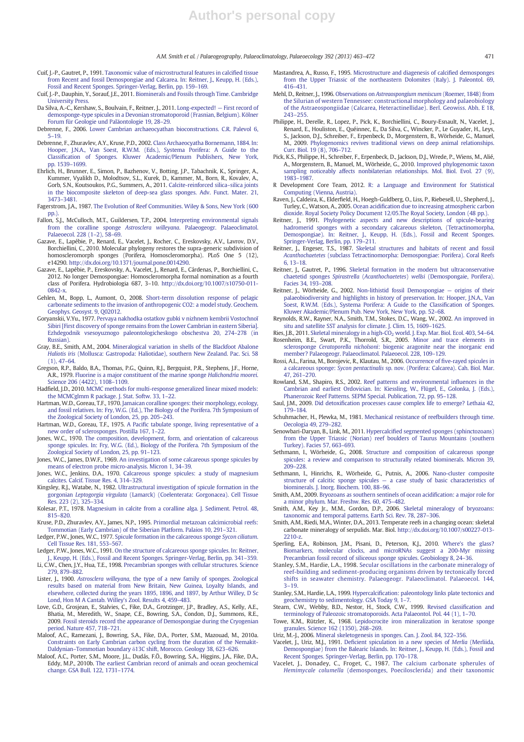Cuif, J.-P., Gautret, P., 1991. Taxonomic value of microstructural features in calcified tissue from Recent and fossil Demospongiae and Calcarea. In: Reitner, J., Keupp, H. (Eds.), Fossil and Recent Sponges. Springer-Verlag, Berlin, pp. 159–169.

Cuif, J.-P., Dauphin, Y., Sorauf, J.E., 2011. Biominerals and Fossils through Time. Cambridge University Press.

Da Silva, A.-C., Kershaw, S., Boulvain, F., Reitner, J., 2011. Long-expected! — First record of demosponge-type spicules in a Devonian stromatoporoid (Frasnian, Belgium). Kölner Forum für Geologie und Paläontologie 19, 28–29.

Debrenne, F., 2006. Lower Cambrian archaeocyathan bioconstructions. C.R. Palevol 6, 5–19.

Debrenne, F., Zhuravlev, A.Y., Kruse, P.D., 2002. Class Archaeocyatha Bornemann, 1884. In: Hooper, J.N.A., Van Soest, R.W.M. (Eds.), Systema Porifera: A Guide to the Classification of Sponges. Kluwer Academic/Plenum Publishers, New York, pp. 1539–1699.

Ehrlich, H., Brunner, E., Simon, P., Bazhenov, V., Botting, J.P., Tabachnik, K., Springer, A., Kummer, Vyalikh D., Molodtsov, S.L., Kurek, D., Kammer, M., Born, R., Kovalev, A., Gorb, S.N., Koutsoukos, P.G., Summers, A., 2011. Calcite-reinforced silica–silica joints in the biocomposite skeleton of deep-sea glass sponges. Adv. Funct. Mater. 21, 3473–3481.

Fagerstrom, J.A., 1987. The Evolution of Reef Communities. Wiley & Sons, New York (600 pp.).

Fallon, S.J., McCulloch, M.T., Guildersen, T.P., 2004. Interpreting environmental signals from the coralline sponge *Astrosclera willeyana*. Palaeogeogr. Palaeoclimatol. Palaeoecol. 228 (1–2), 58–69.

Gazave, E., Lapébie, P., Renard, E., Vacelet, J., Rocher, C., Ereskovsky, A.V., Lavrov, D.V., Borchiellini, C., 2010. Molecular phylogeny restores the supra-generic subdivision of homoscleromorph sponges (Porifera, Homoscleromorpha). PLoS One 5 (12), e14290. http://dx.doi.org/10.1371/journal.pone.0014290.

Gazave, E., Lapébie, P., Ereskovsky, A., Vacelet, J., Renard, E., Cárdenas, P., Borchiellini, C., 2012. No longer Demospongiae: Homoscleromorpha formal nomination as a fourth class of Porifera. Hydrobiologia 687, 3–10. http://dx.doi.org/10.1007/s10750-011-0842-x.

Gehlen, M., Bopp, L., Aumont, O., 2008. Short-term dissolution response of pelagic carbonate sediments to the invasion of anthropogenic CO2: a model study. Geochem. Geophys. Geosyst. 9, Q02012.

Goryanskii, V.Yu., 1977. Pervaya nakhodka ostatkov gubki v nizhnem kembrii Vostochnoĭ Sibiri [First discovery of sponge remains from the Lower Cambrian in eastern Siberia]. Ezhegodnik vsesoyuznogo paleontologicheskogo obschestva 20, 274–278 (in Russian).

Gray, B.E., Smith, A.M., 2004. Mineralogical variation in shells of the Blackfoot Abalone *Haliotis iris* (Mollusca: Gastropoda: Haliotidae), southern New Zealand. Pac. Sci. 58 (1), 47–64.

Gregson, R.P., Baldo, B.A., Thomas, P.G., Quinn, R.J., Bergquist, P.R., Stephens, J.F., Horne, A.R., 1979. Fluorine is a major constituent of the marine sponge *Halichondria moorei*. Science 206 (4422), 1108–1109.

Hadfield, J.D., 2010. MCMC methods for multi-response generalized linear mixed models: the MCMCglmm R package. J. Stat. Softw. 33, 1–22.

Hartman, W.D., Goreau, T.F., 1970. Jamaican coralline sponges: their morphology, ecology, and fossil relatives. In: Fry, W.G. (Ed.), The Biology of the Porifera. 7th Symposium of the Zoological Society of London, 25, pp. 205–243.

Hartman, W.D., Goreau, T.F., 1975. A Pacific tabulate sponge, living representative of a new order of sclerosponges. Postilla 167, 1–22.

Jones, W.C., 1970. The composition, development, form, and orientation of calcareous sponge spicules. In: Fry, W.G. (Ed.), Biology of the Porifera. 7th Symposium of the Zoological Society of London, 25, pp. 91–123.

Jones, W.C., James, D.W.F., 1969. An investigation of some calcareous sponge spicules by means of electron probe micro-analysis. Micron 1, 34–39.

Jones, W.C., Jenkins, D.A., 1970. Calcareous sponge spicules: a study of magnesium calcites. Calcif. Tissue Res. 4, 314–329.

Kingsley, R.J., Watabe, N., 1982. Ultrastructural investigation of spicule formation in the gorgonian *Leptogorgia virgulata* (Lamarck) (Coelenterata: Gorgonacea). Cell Tissue Res. 223 (2), 325–334.

Kolesar, P.T., 1978. Magnesium in calcite from a coralline alga. J. Sediment. Petrol. 48, 815–820.

Kruse, P.D., Zhuravlev, A.Y., James, N.P., 1995. Primordial metazoan calcimicrobial reefs: Tommotian (Early Cambrian) of the Siberian Platform. Palaios 10, 291–321.

Ledger, P.W., Jones, W.C., 1977. Spicule formation in the calcareous sponge *Sycon ciliatum*. Cell Tissue Res. 181, 553–567.

Ledger, P.W., Jones, W.C., 1991. On the structure of calcareous sponge spicules. In: Reitner, J., Keupp, H. (Eds.), Fossil and Recent Sponges. Springer-Verlag, Berlin, pp. 341–359.

Li, C.W., Chen, J.Y., Hua, T.E., 1998. Precambrian sponges with cellular structures. Science 279, 879–882.

Lister, J., 1900. *Astrosclera willeyana*, the type of a new family of sponges. Zoological results based on material from New Britain, New Guinea, Loyalty Islands, and elsewhere, collected during the years 1895, 1896, and 1897, by Arthur Willey, D Sc Lond, Hon M A Cantab. Willey's Zool. Results 4, 459–483.

Love, G.D., Grosjean, E., Stalvies, C., Fike, D.A., Grotzinger, J.P., Bradley, A.S., Kelly, A.E., Bhatia, M., Meredith, W., Snape, C.E., Bowring, S.A., Condon, D.J., Summons, R.E., 2009. Fossil steroids record the appearance of Demospongiae during the Cryogenian period. Nature 457, 718–721.

Maloof, A.C., Ramezani, J., Bowring, S.A., Fike, D.A., Porter, S.M., Mazouad, M., 2010a. Constraints on Early Cambrian carbon cycling from the duration of the Nemakit-Daldynian–Tommotian boundary δ13C shift, Morocco. Geology 38, 623–626.

Maloof, A.C., Porter, S.M., Moore, J.L., Dudás, F.Ö., Bowring, S.A., Higgins, J.A., Fike, D.A., Eddy, M.P., 2010b. The earliest Cambrian record of animals and ocean geochemical change. GSA Bull. 122, 1731–1774.

Mastandrea, A., Russo, F., 1995. Microstructure and diagenesis of calcified demosponges from the Upper Triassic of the northeastern Dolomites (Italy). J. Paleontol. 69, 416–431.

Mehl, D., Reitner, J., 1996. Observations on *Astreaospongium meniscum* (Roemer, 1848) from the Silurian of western Tennessee: constructional morphology and palaeobiology of the Astraeospongiidae (Calcarea, Heteractinellidae). Berl. Geowiss. Abh. E 18, 243–255.

Philippe, H., Derelle, R., Lopez, P., Pick, K., Borchiellini, C., Boury-Esnault, N., Vacelet, J., Renard, E., Houliston, E., Quéinnec, E., Da Silva, C., Wincker, P., Le Guyader, H., Leys, S., Jackson, D.J., Schreiber, F., Erpenbeck, D., Morgenstern, B., Wörheide, G., Manuel, M., 2009. Phylogenomics revives traditional views on deep animal relationships. Curr. Biol. 19 (8), 706–712.

Pick, K.S., Philippe, H., Schreiber, F., Erpenbeck, D., Jackson, D.J., Wrede, P., Wiens, M., Alié, A., Morgenstern, B., Manuel, M., Wörheide, G., 2010. Improved phylogenomic taxon sampling noticeably affects nonbilaterian relationships. Mol. Biol. Evol. 27 (9), 1983–1987.

R Development Core Team, 2012. R: a Language and Environment for Statistical Computing (Vienna, Austria).

Raven, J., Caldeira, K., Elderfield, H., Hoegh-Guldberg, O., Liss, P., Riebesell, U., Shepherd, J., Turley, C., Watson, A., 2005. Ocean acidification due to increasing atmospheric carbon dioxide. Royal Society Policy Document 12/05.The Royal Society, London (48 pp.).

Reitner, J., 1991. Phylogenetic aspects and new descriptions of spicule-bearing hadromerid sponges with a secondary calcareous skeleton, (Tetractinomorpha, Demospongiae). In: Reitner, J., Keupp, H. (Eds.), Fossil and Recent Sponges. Springer-Verlag, Berlin, pp. 179–211.

Reitner, J., Engeser, T.S., 1987. Skeletal structures and habitats of recent and fossil *Acanthochaetetes* (subclass Tetractinomorpha: Demospongiae: Porifera). Coral Reefs 6, 13–18.

Reitner, J., Gautret, P., 1996. Skeletal formation in the modern but ultraconservative chaetetid sponges *Spirastrella* (*Acanthochaetetes*) *welsi* (Demospongaie, Porifera). Facies 34, 193–208.

Reitner, J., Wörheide, G., 2002. Non-lithistid fossil Demospongiae — origins of their palaeobiodiversity and highlights in history of preservation. In: Hooper, J.N.A., Van Soest, R.W.M. (Eds.), Systema Porifera: A Guide to the Classification of Sponges. Kluwer Akademic/Plenum Pub. New York, New York, pp. 52–68.

Reynolds, R.W., Rayner, N.A., Smith, T.M., Stokes, D.C., Wang, W., 2002. An improved in situ and satellite SST analysis for climate. J. Clim. 15, 1609–1625.

Ries, J.B., 2011. Skeletal mineralogy in a high-$CO_2$ world. J. Exp. Mar. Biol. Ecol. 403, 54–64.

Rosenheim, B.E., Swart, P.K., Thorrold, S.R., 2005. Minor and trace elements in sclerosponge *Ceratoporella nicholsoni*: biogenic aragonite near the inorganic end member? Palaeogeogr. Palaeoclimatol. Palaeoecol. 228, 109–129.

Rossi, A.L., Farina, M., Borojevic, R., Klautau, M., 2006. Occurrence of five-rayed spicules in a calcareous sponge: *Sycon pentactinalis* sp. nov. (Porifera: Calcarea). Cah. Biol. Mar. 47, 261–270.

Rowland, S.M., Shapiro, R.S., 2002. Reef patterns and environmental influences in the Cambrian and earliest Ordovician. In: Kiessling, W., Flügel, E., Golonka, J. (Eds.), Phanerozoic Reef Patterns. SEPM Special. Publication, 72, pp. 95–128.

Saul, J.M., 2009. Did detoxification processes cause complex life to emerge? Lethaia 42, 179–184.

Schuhmacher, H., Plewka, M., 1981. Mechanical resistance of reefbuilders through time. Oecologia 49, 279–282.

Senowbari-Daryan, B., Link, M., 2011. Hypercalcified segmented sponges (sphinctozoans) from the Upper Triassic (Norian) reef boulders of Taurus Mountains (southern Turkey). Facies 57, 663–693.

Sethmann, I., Wörheide, G., 2008. Structure and composition of calcareous sponge spicules: a review and comparison to structurally related biominerals. Micron 39, 209–228.

Sethmann, I., Hinrichs, R., Wörheide, G., Putnis, A., 2006. Nano-cluster composite structure of calcitic sponge spicules — a case study of basic characteristics of biominerals. J. Inorg. Biochem. 100, 88–96.

Smith, A.M., 2009. Bryozoans as southern sentinels of ocean acidification: a major role for a minor phylum. Mar. Freshw. Res. 60, 475–482.

Smith, A.M., Key Jr., M.M., Gordon, D.P., 2006. Skeletal mineralogy of bryozoans: taxonomic and temporal patterns. Earth Sci. Rev. 78, 287–306.

Smith, A.M., Riedi, M.A., Winter, D.A., 2013. Temperate reefs in a changing ocean: skeletal carbonate mineralogy of serpulids. Mar. Biol. http://dx.doi.org/10.1007/s00227-013-2210-z.

Sperling, E.A., Robinson, J.M., Pisani, D., Peterson, K.J., 2010. Where's the glass? Biomarkers, molecular clocks, and microRNAs suggest a 200-Myr missing Precambrian fossil record of siliceous sponge spicules. Geobiology 8, 24–36.

Stanley, S.M., Hardie, L.A., 1998. Secular oscillations in the carbonate mineralogy of reef-building and sediment-producing organisms driven by tectonically forced shifts in seawater chemistry. Palaeogeogr. Palaeoclimatol. Palaeoecol. 144, 3–19.

Stanley, S.M., Hardie, L.A., 1999. Hypercalcification: paleontology links plate tectonics and geochemistry to sedimentology. GSA Today 9, 1–7.

Stearn, C.W., Webby, B.D., Nestor, H., Stock, C.W., 1999. Revised classification and terminology of Paleozoic stromatoporoids. Acta Palaeontol. Pol. 44 (1), 1–70.

Towe, K.M., Rützler, K., 1968. Lepidocrocite iron mineralization in keratose sponge granules. Science 162 (1350), 268–269.

Uriz, M.-J., 2006. Mineral skeletogenesis in sponges. Can. J. Zool. 84, 322–356.

Vacelet, J., Uriz, M.J., 1991. Deficient spiculation in a new species of *Merlia* (Merliida, Demospongiae) from the Balearic Islands. In: Reitner, J., Keupp, H. (Eds.), Fossil and Recent Sponges. Springer-Verlag, Berlin, pp. 170–178.

Vacelet, J., Donadey, C., Froget, C., 1987. The calcium carbonate spherules of *Hemimycale columella* (demosponges, Poecilosclerida) and their taxonomic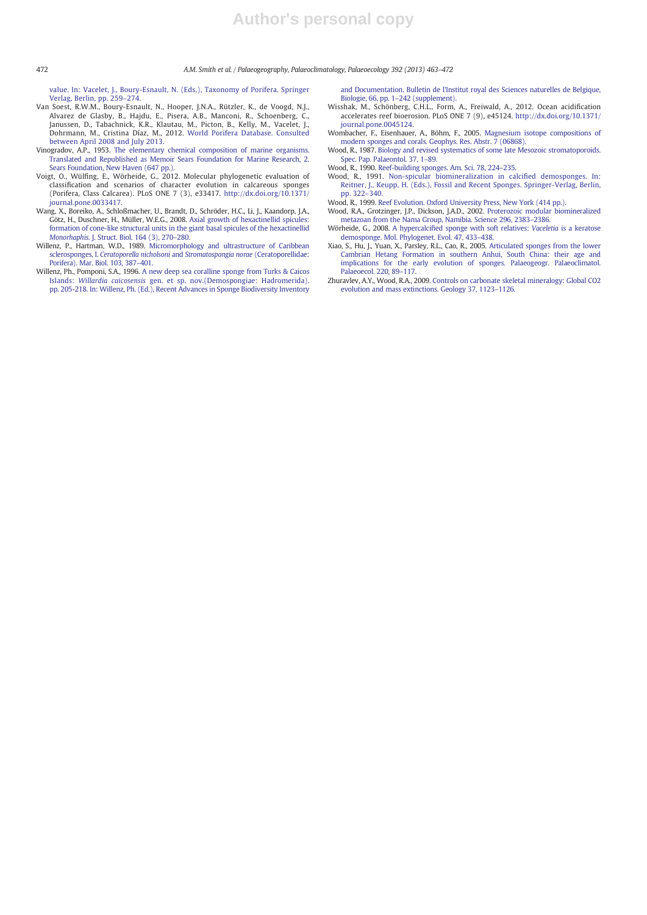value. In: Vacelet, J., Boury-Esnault, N. (Eds.), Taxonomy of Porifera. Springer Verlag, Berlin, pp. 259–274.

Van Soest, R.W.M., Boury-Esnault, N., Hooper, J.N.A., Rützler, K., de Voogd, N.J., Alvarez de Glasby, B., Hajdu, E., Pisera, A.B., Manconi, R., Schoenberg, C., Janussen, D., Tabachnick, K.R., Klautau, M., Picton, B., Kelly, M., Vacelet, J., Dohrmann, M., Cristina Díaz, M., 2012. World Porifera Database. Consulted between April 2008 and July 2013.

Vinogradov, A.P., 1953. The elementary chemical composition of marine organisms. Translated and Republished as Memoir Sears Foundation for Marine Research, 2. Sears Foundation, New Haven (647 pp.).

Voigt, O., Wülfing, E., Wörheide, G., 2012. Molecular phylogenetic evaluation of classification and scenarios of character evolution in calcareous sponges (Porifera, Class Calcarea). PLoS ONE 7 (3), e33417. http://dx.doi.org/10.1371/journal.pone.0033417.

Wang, X., Boreiko, A., Schloßmacher, U., Brandt, D., Schröder, H.C., Li, J., Kaandorp, J.A., Götz, H., Duschner, H., Müller, W.E.G., 2008. Axial growth of hexactinellid spicules: formation of cone-like structural units in the giant basal spicules of the hexactinellid *Monorhaphis*. J. Struct. Biol. 164 (3), 270–280.

Willenz, P., Hartman, W.D., 1989. Micromorphology and ultrastructure of Caribbean sclerosponges, I. *Ceratoporella nicholsoni* and *Stromatospongia norae* (Ceratoporellidae: Porifera). Mar. Biol. 103, 387–401.

Willenz, Ph., Pomponi, S.A., 1996. A new deep sea coralline sponge from Turks & Caicos Islands: *Willardia caicosensis* gen. et sp. nov.(Demospongiae: Hadromerida). pp. 205-218. In: Willenz, Ph. (Ed.), Recent Advances in Sponge Biodiversity Inventory and Documentation. Bulletin de l'Institut royal des Sciences naturelles de Belgique, Biologie, 66, pp. 1–242 (supplement).

Wisshak, M., Schönberg, C.H.L., Form, A., Freiwald, A., 2012. Ocean acidification accelerates reef bioerosion. PLoS ONE 7 (9), e45124. http://dx.doi.org/10.1371/journal.pone.0045124.

Wombacher, F., Eisenhauer, A., Böhm, F., 2005. Magnesium isotope compositions of modern sponges and corals. Geophys. Res. Abstr. 7 (06868).

Wood, R., 1987. Biology and revised systematics of some late Mesozoic stromatoporoids. Spec. Pap. Palaeontol. 37, 1–89.

Wood, R., 1990. Reef-building sponges. Am. Sci. 78, 224–235.

Wood, R., 1991. Non-spicular biomineralization in calcified demosponges. In: Reitner, J., Keupp, H. (Eds.), Fossil and Recent Sponges. Springer-Verlag, Berlin, pp. 322–340.

Wood, R., 1999. Reef Evolution. Oxford University Press, New York (414 pp.).

Wood, R.A., Grotzinger, J.P., Dickson, J.A.D., 2002. Proterozoic modular biomineralized metazoan from the Nama Group, Namibia. Science 296, 2383–2386.

Wörheide, G., 2008. A hypercalcified sponge with soft relatives: *Vaceletia* is a keratose demosponge. Mol. Phylogenet. Evol. 47, 433–438.

Xiao, S., Hu, J., Yuan, X., Parsley, R.L., Cao, R., 2005. Articulated sponges from the lower Cambrian Hetang Formation in southern Anhui, South China: their age and implications for the early evolution of sponges. Palaeogeogr. Palaeoclimatol. Palaeoecol. 220, 89–117.

Zhuravlev, A.Y., Wood, R.A., 2009. Controls on carbonate skeletal mineralogy: Global CO2 evolution and mass extinctions. Geology 37, 1123–1126.